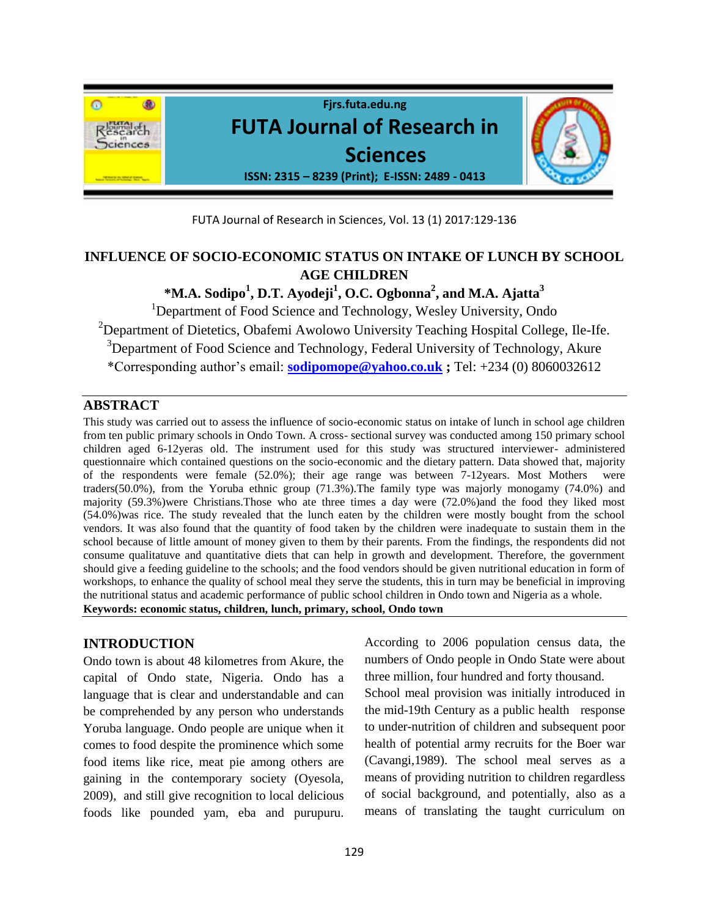# INFLUENCE OF SOCIO-ECONOMIC STATUS ON INTAKE OF LUNCH BY SCHOOL AGE CHILDREN

**\*M.A. Sodipo[1], D.T. Ayodeji[1], O.C. Ogbonna[2], and M.A. Ajatta[3]**

[1]Department of Food Science and Technology, Wesley University, Ondo

[2]Department of Dietetics, Obafemi Awolowo University Teaching Hospital College, Ile-Ife.

[3]Department of Food Science and Technology, Federal University of Technology, Akure

\*Corresponding author's email: **sodipomope@yahoo.co.uk** **;** Tel: +234 (0) 8060032612

## ABSTRACT

This study was carried out to assess the influence of socio-economic status on intake of lunch in school age children from ten public primary schools in Ondo Town. A cross- sectional survey was conducted among 150 primary school children aged 6-12yeras old. The instrument used for this study was structured interviewer- administered questionnaire which contained questions on the socio-economic and the dietary pattern. Data showed that, majority of the respondents were female (52.0%); their age range was between 7-12years. Most Mothers were traders(50.0%), from the Yoruba ethnic group (71.3%).The family type was majorly monogamy (74.0%) and majority (59.3%)were Christians.Those who ate three times a day were (72.0%)and the food they liked most (54.0%)was rice. The study revealed that the lunch eaten by the children were mostly bought from the school vendors. It was also found that the quantity of food taken by the children were inadequate to sustain them in the school because of little amount of money given to them by their parents. From the findings, the respondents did not consume qualitatuve and quantitative diets that can help in growth and development. Therefore, the government should give a feeding guideline to the schools; and the food vendors should be given nutritional education in form of workshops, to enhance the quality of school meal they serve the students, this in turn may be beneficial in improving the nutritional status and academic performance of public school children in Ondo town and Nigeria as a whole.

**Keywords: economic status, children, lunch, primary, school, Ondo town**

## INTRODUCTION

Ondo town is about 48 kilometres from Akure, the capital of Ondo state, Nigeria. Ondo has a language that is clear and understandable and can be comprehended by any person who understands Yoruba language. Ondo people are unique when it comes to food despite the prominence which some food items like rice, meat pie among others are gaining in the contemporary society (Oyesola, 2009), and still give recognition to local delicious foods like pounded yam, eba and purupuru. According to 2006 population census data, the numbers of Ondo people in Ondo State were about three million, four hundred and forty thousand.

School meal provision was initially introduced in the mid-19th Century as a public health response to under-nutrition of children and subsequent poor health of potential army recruits for the Boer war (Cavangi,1989). The school meal serves as a means of providing nutrition to children regardless of social background, and potentially, also as a means of translating the taught curriculum on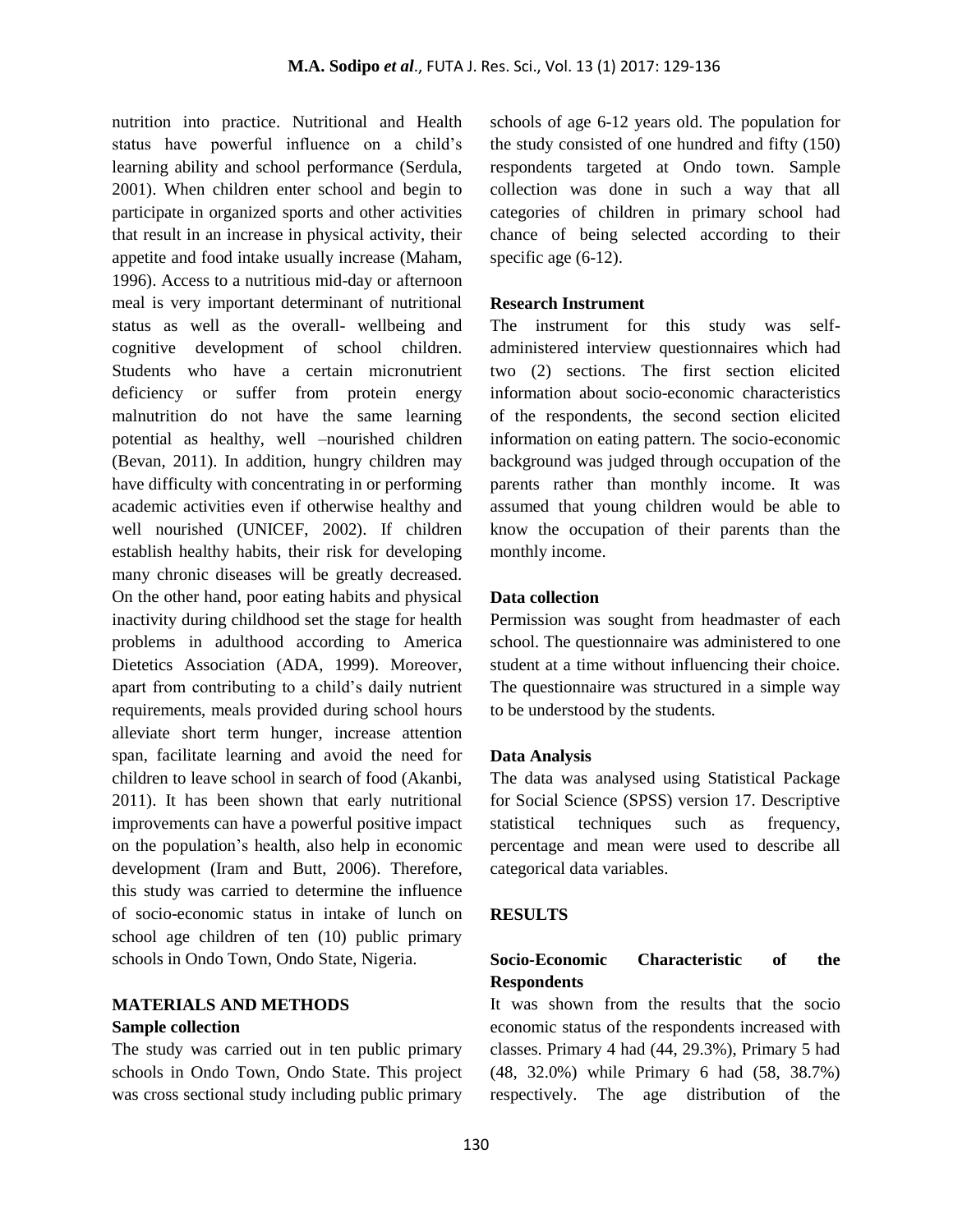nutrition into practice. Nutritional and Health status have powerful influence on a child's learning ability and school performance (Serdula, 2001). When children enter school and begin to participate in organized sports and other activities that result in an increase in physical activity, their appetite and food intake usually increase (Maham, 1996). Access to a nutritious mid-day or afternoon meal is very important determinant of nutritional status as well as the overall- wellbeing and cognitive development of school children. Students who have a certain micronutrient deficiency or suffer from protein energy malnutrition do not have the same learning potential as healthy, well –nourished children (Bevan, 2011). In addition, hungry children may have difficulty with concentrating in or performing academic activities even if otherwise healthy and well nourished (UNICEF, 2002). If children establish healthy habits, their risk for developing many chronic diseases will be greatly decreased. On the other hand, poor eating habits and physical inactivity during childhood set the stage for health problems in adulthood according to America Dietetics Association (ADA, 1999). Moreover, apart from contributing to a child's daily nutrient requirements, meals provided during school hours alleviate short term hunger, increase attention span, facilitate learning and avoid the need for children to leave school in search of food (Akanbi, 2011). It has been shown that early nutritional improvements can have a powerful positive impact on the population's health, also help in economic development (Iram and Butt, 2006). Therefore, this study was carried to determine the influence of socio-economic status in intake of lunch on school age children of ten (10) public primary schools in Ondo Town, Ondo State, Nigeria.

## MATERIALS AND METHODS

### Sample collection

The study was carried out in ten public primary schools in Ondo Town, Ondo State. This project was cross sectional study including public primary schools of age 6-12 years old. The population for the study consisted of one hundred and fifty (150) respondents targeted at Ondo town. Sample collection was done in such a way that all categories of children in primary school had chance of being selected according to their specific age (6-12).

### Research Instrument

The instrument for this study was self-administered interview questionnaires which had two (2) sections. The first section elicited information about socio-economic characteristics of the respondents, the second section elicited information on eating pattern. The socio-economic background was judged through occupation of the parents rather than monthly income. It was assumed that young children would be able to know the occupation of their parents than the monthly income.

### Data collection

Permission was sought from headmaster of each school. The questionnaire was administered to one student at a time without influencing their choice. The questionnaire was structured in a simple way to be understood by the students.

### Data Analysis

The data was analysed using Statistical Package for Social Science (SPSS) version 17. Descriptive statistical techniques such as frequency, percentage and mean were used to describe all categorical data variables.

## RESULTS

### Socio-Economic Characteristic of the Respondents

It was shown from the results that the socio economic status of the respondents increased with classes. Primary 4 had (44, 29.3%), Primary 5 had (48, 32.0%) while Primary 6 had (58, 38.7%) respectively. The age distribution of the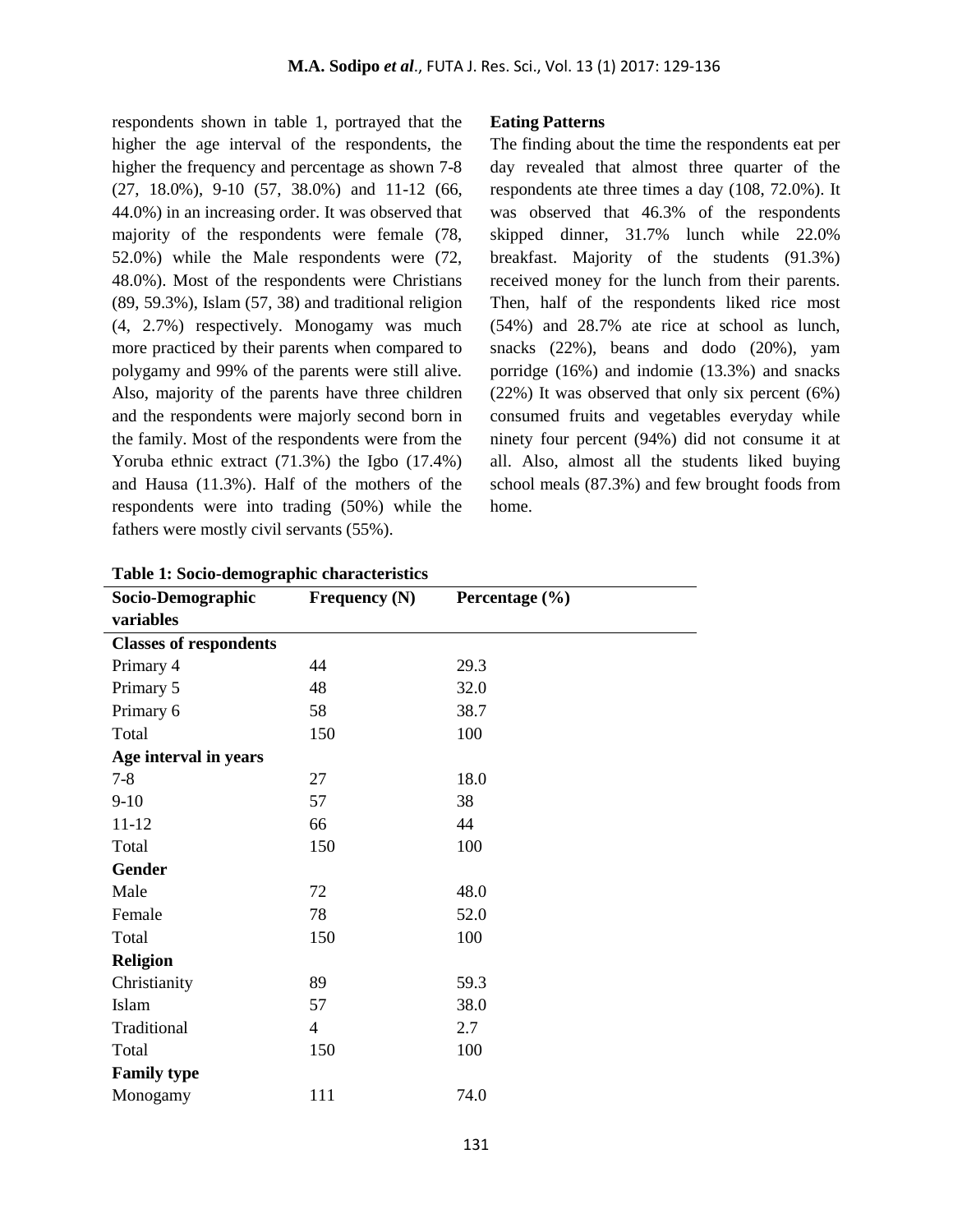respondents shown in table 1, portrayed that the higher the age interval of the respondents, the higher the frequency and percentage as shown 7-8 (27, 18.0%), 9-10 (57, 38.0%) and 11-12 (66, 44.0%) in an increasing order. It was observed that majority of the respondents were female (78, 52.0%) while the Male respondents were (72, 48.0%). Most of the respondents were Christians (89, 59.3%), Islam (57, 38) and traditional religion (4, 2.7%) respectively. Monogamy was much more practiced by their parents when compared to polygamy and 99% of the parents were still alive. Also, majority of the parents have three children and the respondents were majorly second born in the family. Most of the respondents were from the Yoruba ethnic extract (71.3%) the Igbo (17.4%) and Hausa (11.3%). Half of the mothers of the respondents were into trading (50%) while the fathers were mostly civil servants (55%).

### Eating Patterns

The finding about the time the respondents eat per day revealed that almost three quarter of the respondents ate three times a day (108, 72.0%). It was observed that 46.3% of the respondents skipped dinner, 31.7% lunch while 22.0% breakfast. Majority of the students (91.3%) received money for the lunch from their parents. Then, half of the respondents liked rice most (54%) and 28.7% ate rice at school as lunch, snacks (22%), beans and dodo (20%), yam porridge (16%) and indomie (13.3%) and snacks (22%) It was observed that only six percent (6%) consumed fruits and vegetables everyday while ninety four percent (94%) did not consume it at all. Also, almost all the students liked buying school meals (87.3%) and few brought foods from home.

**Table 1: Socio-demographic characteristics**

| Socio-Demographic variables | Frequency (N) | Percentage (%) |
|---|---|---|
| **Classes of respondents** | | |
| Primary 4 | 44 | 29.3 |
| Primary 5 | 48 | 32.0 |
| Primary 6 | 58 | 38.7 |
| Total | 150 | 100 |
| **Age interval in years** | | |
| 7-8 | 27 | 18.0 |
| 9-10 | 57 | 38 |
| 11-12 | 66 | 44 |
| Total | 150 | 100 |
| **Gender** | | |
| Male | 72 | 48.0 |
| Female | 78 | 52.0 |
| Total | 150 | 100 |
| **Religion** | | |
| Christianity | 89 | 59.3 |
| Islam | 57 | 38.0 |
| Traditional | 4 | 2.7 |
| Total | 150 | 100 |
| **Family type** | | |
| Monogamy | 111 | 74.0 |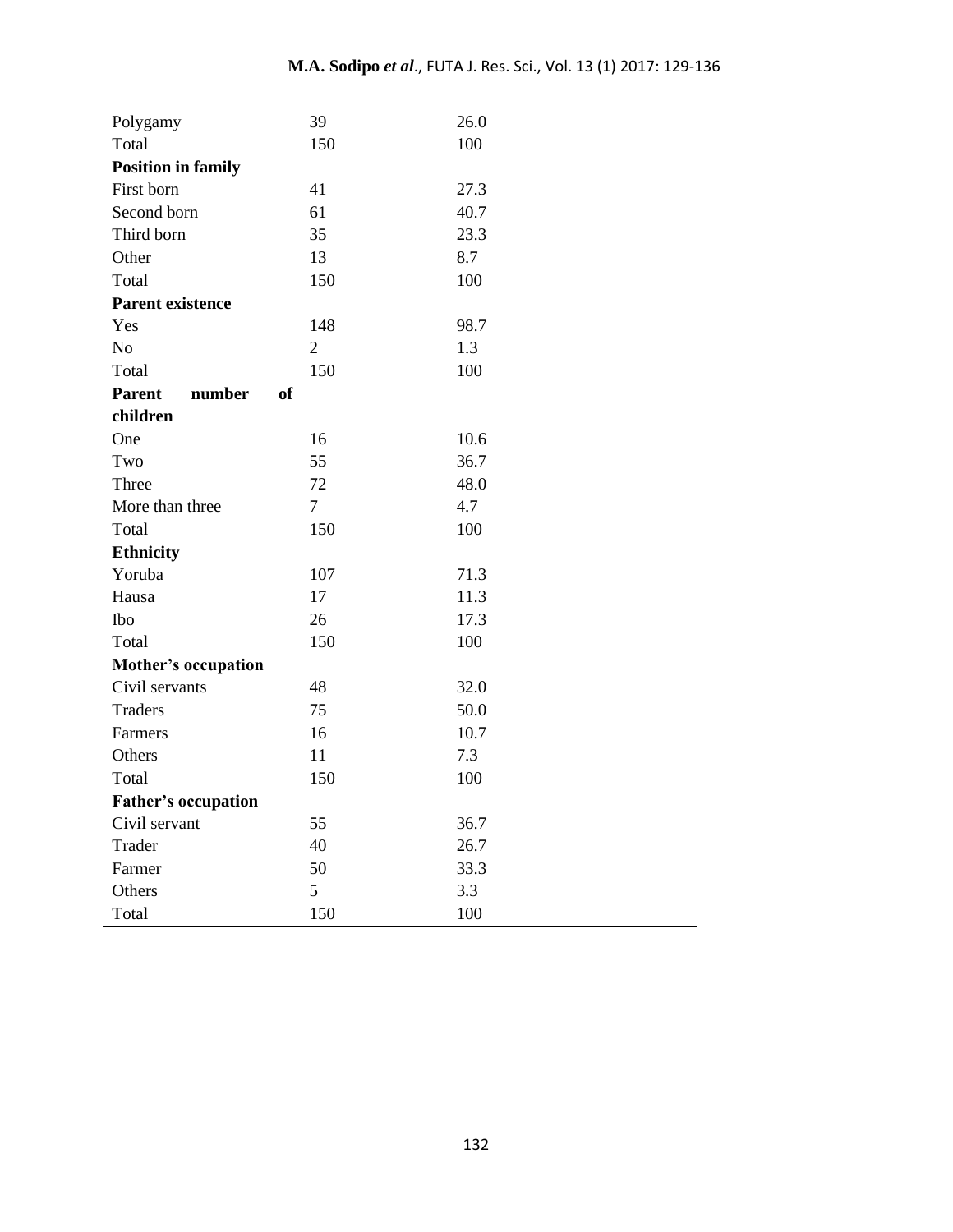| | | |
|---|---|---|
| Polygamy | 39 | 26.0 |
| Total | 150 | 100 |
| **Position in family** | | |
| First born | 41 | 27.3 |
| Second born | 61 | 40.7 |
| Third born | 35 | 23.3 |
| Other | 13 | 8.7 |
| Total | 150 | 100 |
| **Parent existence** | | |
| Yes | 148 | 98.7 |
| No | 2 | 1.3 |
| Total | 150 | 100 |
| **Parent number of children** | | |
| One | 16 | 10.6 |
| Two | 55 | 36.7 |
| Three | 72 | 48.0 |
| More than three | 7 | 4.7 |
| Total | 150 | 100 |
| **Ethnicity** | | |
| Yoruba | 107 | 71.3 |
| Hausa | 17 | 11.3 |
| Ibo | 26 | 17.3 |
| Total | 150 | 100 |
| **Mother's occupation** | | |
| Civil servants | 48 | 32.0 |
| Traders | 75 | 50.0 |
| Farmers | 16 | 10.7 |
| Others | 11 | 7.3 |
| Total | 150 | 100 |
| **Father's occupation** | | |
| Civil servant | 55 | 36.7 |
| Trader | 40 | 26.7 |
| Farmer | 50 | 33.3 |
| Others | 5 | 3.3 |
| Total | 150 | 100 |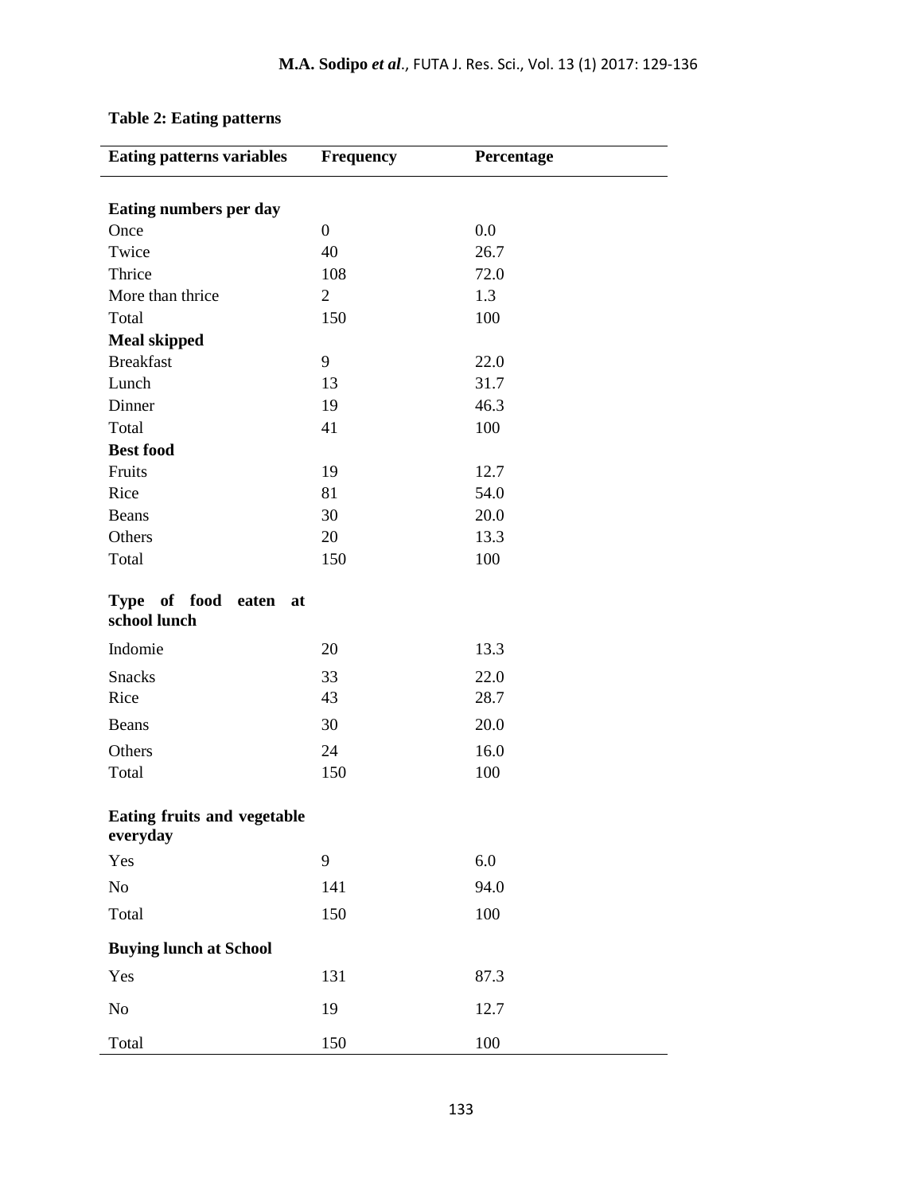**Table 2: Eating patterns**

| Eating patterns variables | Frequency | Percentage |
|---|---|---|
| **Eating numbers per day** | | |
| Once | 0 | 0.0 |
| Twice | 40 | 26.7 |
| Thrice | 108 | 72.0 |
| More than thrice | 2 | 1.3 |
| Total | 150 | 100 |
| **Meal skipped** | | |
| Breakfast | 9 | 22.0 |
| Lunch | 13 | 31.7 |
| Dinner | 19 | 46.3 |
| Total | 41 | 100 |
| **Best food** | | |
| Fruits | 19 | 12.7 |
| Rice | 81 | 54.0 |
| Beans | 30 | 20.0 |
| Others | 20 | 13.3 |
| Total | 150 | 100 |
| **Type of food eaten at school lunch** | | |
| Indomie | 20 | 13.3 |
| Snacks | 33 | 22.0 |
| Rice | 43 | 28.7 |
| Beans | 30 | 20.0 |
| Others | 24 | 16.0 |
| Total | 150 | 100 |
| **Eating fruits and vegetable everyday** | | |
| Yes | 9 | 6.0 |
| No | 141 | 94.0 |
| Total | 150 | 100 |
| **Buying lunch at School** | | |
| Yes | 131 | 87.3 |
| No | 19 | 12.7 |
| Total | 150 | 100 |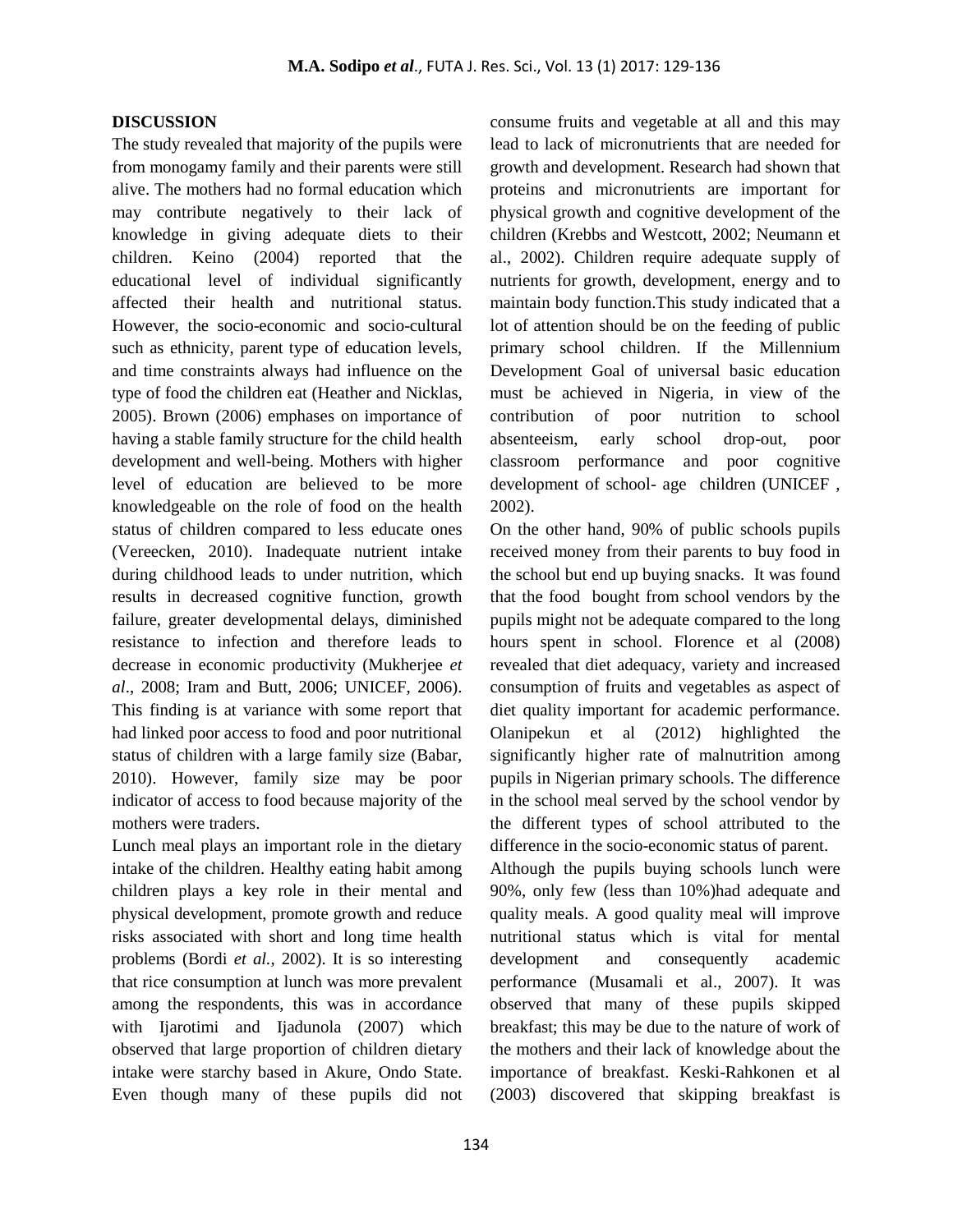## DISCUSSION

The study revealed that majority of the pupils were from monogamy family and their parents were still alive. The mothers had no formal education which may contribute negatively to their lack of knowledge in giving adequate diets to their children. Keino (2004) reported that the educational level of individual significantly affected their health and nutritional status. However, the socio-economic and socio-cultural such as ethnicity, parent type of education levels, and time constraints always had influence on the type of food the children eat (Heather and Nicklas, 2005). Brown (2006) emphases on importance of having a stable family structure for the child health development and well-being. Mothers with higher level of education are believed to be more knowledgeable on the role of food on the health status of children compared to less educate ones (Vereecken, 2010). Inadequate nutrient intake during childhood leads to under nutrition, which results in decreased cognitive function, growth failure, greater developmental delays, diminished resistance to infection and therefore leads to decrease in economic productivity (Mukherjee *et al*., 2008; Iram and Butt, 2006; UNICEF, 2006). This finding is at variance with some report that had linked poor access to food and poor nutritional status of children with a large family size (Babar, 2010). However, family size may be poor indicator of access to food because majority of the mothers were traders.

Lunch meal plays an important role in the dietary intake of the children. Healthy eating habit among children plays a key role in their mental and physical development, promote growth and reduce risks associated with short and long time health problems (Bordi *et al.,* 2002). It is so interesting that rice consumption at lunch was more prevalent among the respondents, this was in accordance with Ijarotimi and Ijadunola (2007) which observed that large proportion of children dietary intake were starchy based in Akure, Ondo State. Even though many of these pupils did not consume fruits and vegetable at all and this may lead to lack of micronutrients that are needed for growth and development. Research had shown that proteins and micronutrients are important for physical growth and cognitive development of the children (Krebbs and Westcott, 2002; Neumann et al., 2002). Children require adequate supply of nutrients for growth, development, energy and to maintain body function.This study indicated that a lot of attention should be on the feeding of public primary school children. If the Millennium Development Goal of universal basic education must be achieved in Nigeria, in view of the contribution of poor nutrition to school absenteeism, early school drop-out, poor classroom performance and poor cognitive development of school- age children (UNICEF , 2002).

On the other hand, 90% of public schools pupils received money from their parents to buy food in the school but end up buying snacks. It was found that the food bought from school vendors by the pupils might not be adequate compared to the long hours spent in school. Florence et al (2008) revealed that diet adequacy, variety and increased consumption of fruits and vegetables as aspect of diet quality important for academic performance. Olanipekun et al (2012) highlighted the significantly higher rate of malnutrition among pupils in Nigerian primary schools. The difference in the school meal served by the school vendor by the different types of school attributed to the difference in the socio-economic status of parent.

Although the pupils buying schools lunch were 90%, only few (less than 10%)had adequate and quality meals. A good quality meal will improve nutritional status which is vital for mental development and consequently academic performance (Musamali et al., 2007). It was observed that many of these pupils skipped breakfast; this may be due to the nature of work of the mothers and their lack of knowledge about the importance of breakfast. Keski-Rahkonen et al (2003) discovered that skipping breakfast is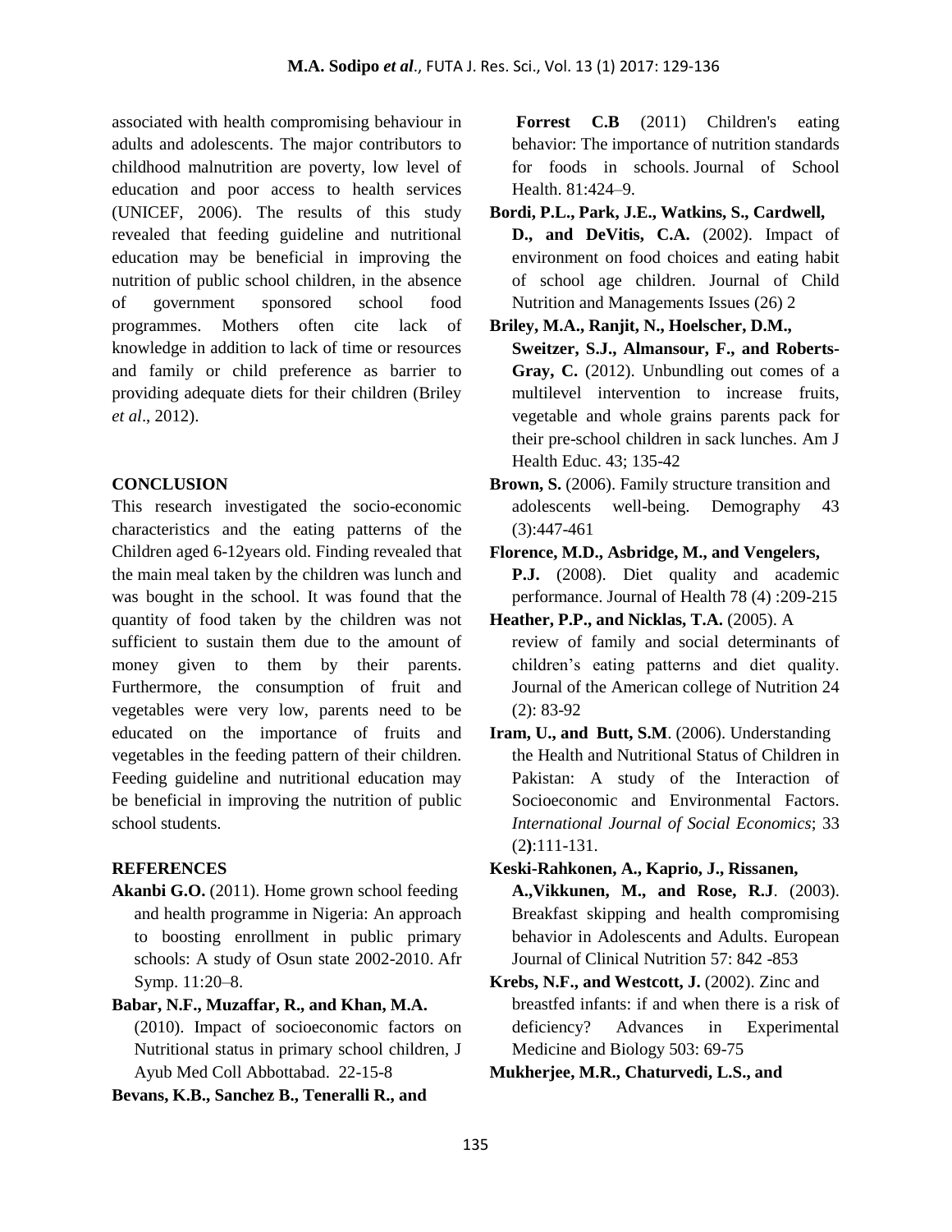associated with health compromising behaviour in adults and adolescents. The major contributors to childhood malnutrition are poverty, low level of education and poor access to health services (UNICEF, 2006). The results of this study revealed that feeding guideline and nutritional education may be beneficial in improving the nutrition of public school children, in the absence of government sponsored school food programmes. Mothers often cite lack of knowledge in addition to lack of time or resources and family or child preference as barrier to providing adequate diets for their children (Briley *et al*., 2012).

## CONCLUSION

This research investigated the socio-economic characteristics and the eating patterns of the Children aged 6-12years old. Finding revealed that the main meal taken by the children was lunch and was bought in the school. It was found that the quantity of food taken by the children was not sufficient to sustain them due to the amount of money given to them by their parents. Furthermore, the consumption of fruit and vegetables were very low, parents need to be educated on the importance of fruits and vegetables in the feeding pattern of their children. Feeding guideline and nutritional education may be beneficial in improving the nutrition of public school students.

## REFERENCES

**Akanbi G.O.** (2011). Home grown school feeding and health programme in Nigeria: An approach to boosting enrollment in public primary schools: A study of Osun state 2002-2010. Afr Symp. 11:20–8.

**Babar, N.F., Muzaffar, R., and Khan, M.A.** (2010). Impact of socioeconomic factors on Nutritional status in primary school children, J Ayub Med Coll Abbottabad. 22-15-8

**Bevans, K.B., Sanchez B., Teneralli R., and Forrest C.B** (2011) Children's eating behavior: The importance of nutrition standards for foods in schools. Journal of School Health. 81:424–9.

**Bordi, P.L., Park, J.E., Watkins, S., Cardwell, D., and DeVitis, C.A.** (2002). Impact of environment on food choices and eating habit of school age children. Journal of Child Nutrition and Managements Issues (26) 2

**Briley, M.A., Ranjit, N., Hoelscher, D.M., Sweitzer, S.J., Almansour, F., and Roberts-Gray, C.** (2012). Unbundling out comes of a multilevel intervention to increase fruits, vegetable and whole grains parents pack for their pre-school children in sack lunches. Am J Health Educ. 43; 135-42

**Brown, S.** (2006). Family structure transition and adolescents well-being. Demography 43 (3):447-461

**Florence, M.D., Asbridge, M., and Vengelers, P.J.** (2008). Diet quality and academic performance. Journal of Health 78 (4) :209-215

**Heather, P.P., and Nicklas, T.A.** (2005). A review of family and social determinants of children's eating patterns and diet quality. Journal of the American college of Nutrition 24 (2): 83-92

**Iram, U., and Butt, S.M**. (2006). Understanding the Health and Nutritional Status of Children in Pakistan: A study of the Interaction of Socioeconomic and Environmental Factors. *International Journal of Social Economics*; 33 (2):111-131.

**Keski-Rahkonen, A., Kaprio, J., Rissanen, A.,Vikkunen, M., and Rose, R.J**. (2003). Breakfast skipping and health compromising behavior in Adolescents and Adults. European Journal of Clinical Nutrition 57: 842 -853

**Krebs, N.F., and Westcott, J.** (2002). Zinc and breastfed infants: if and when there is a risk of deficiency? Advances in Experimental Medicine and Biology 503: 69-75

**Mukherjee, M.R., Chaturvedi, L.S., and**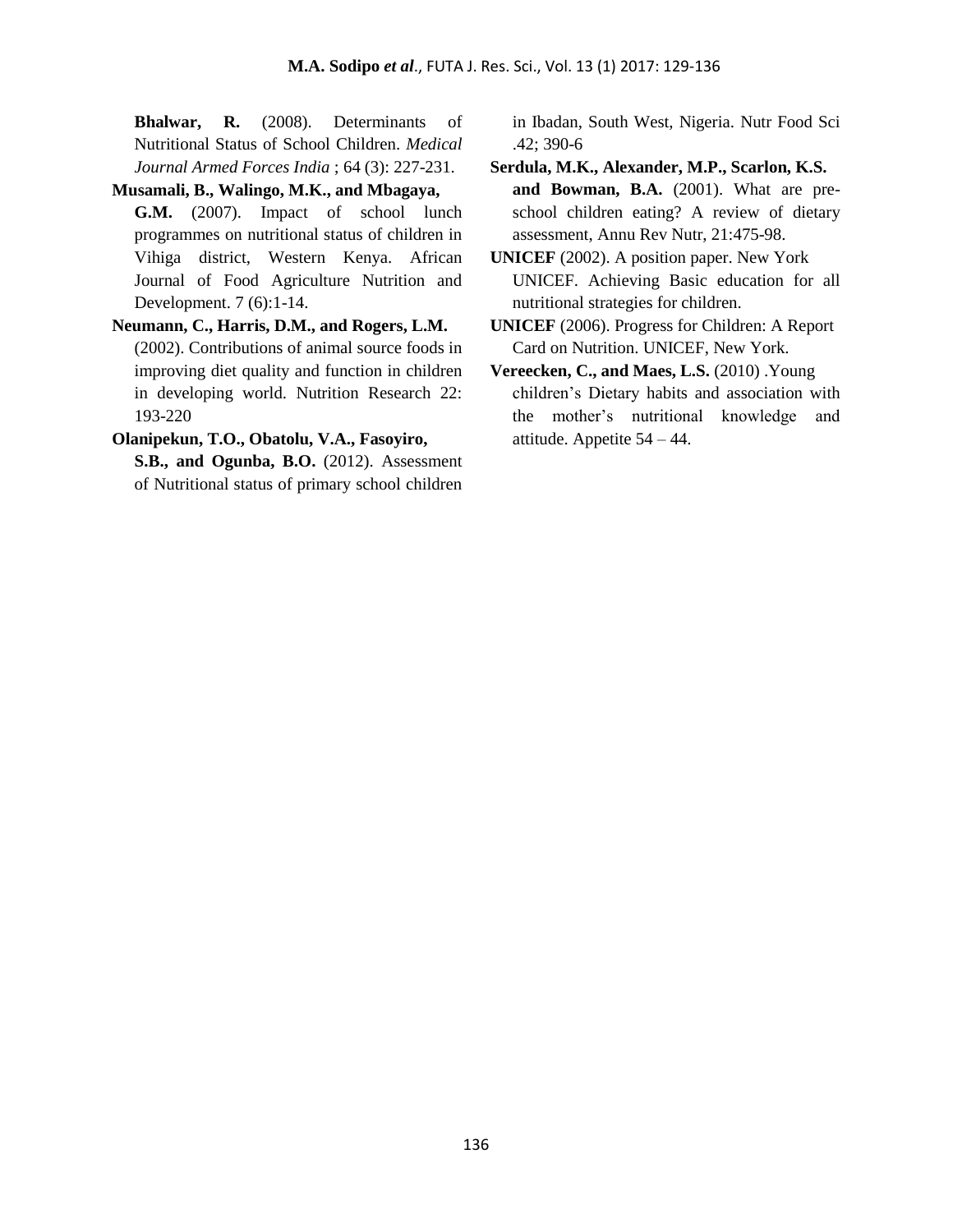**Bhalwar, R.** (2008). Determinants of Nutritional Status of School Children. *Medical Journal Armed Forces India* ; 64 (3): 227-231.

**Musamali, B., Walingo, M.K., and Mbagaya, G.M.** (2007). Impact of school lunch programmes on nutritional status of children in Vihiga district, Western Kenya. African Journal of Food Agriculture Nutrition and Development. 7 (6):1-14.

**Neumann, C., Harris, D.M., and Rogers, L.M.** (2002). Contributions of animal source foods in improving diet quality and function in children in developing world. Nutrition Research 22: 193-220

**Olanipekun, T.O., Obatolu, V.A., Fasoyiro, S.B., and Ogunba, B.O.** (2012). Assessment of Nutritional status of primary school children in Ibadan, South West, Nigeria. Nutr Food Sci .42; 390-6

**Serdula, M.K., Alexander, M.P., Scarlon, K.S. and Bowman, B.A.** (2001). What are pre-school children eating? A review of dietary assessment, Annu Rev Nutr, 21:475-98.

**UNICEF** (2002). A position paper. New York UNICEF. Achieving Basic education for all nutritional strategies for children.

**UNICEF** (2006). Progress for Children: A Report Card on Nutrition. UNICEF, New York.

**Vereecken, C., and Maes, L.S.** (2010) .Young children's Dietary habits and association with the mother's nutritional knowledge and attitude. Appetite 54 – 44.